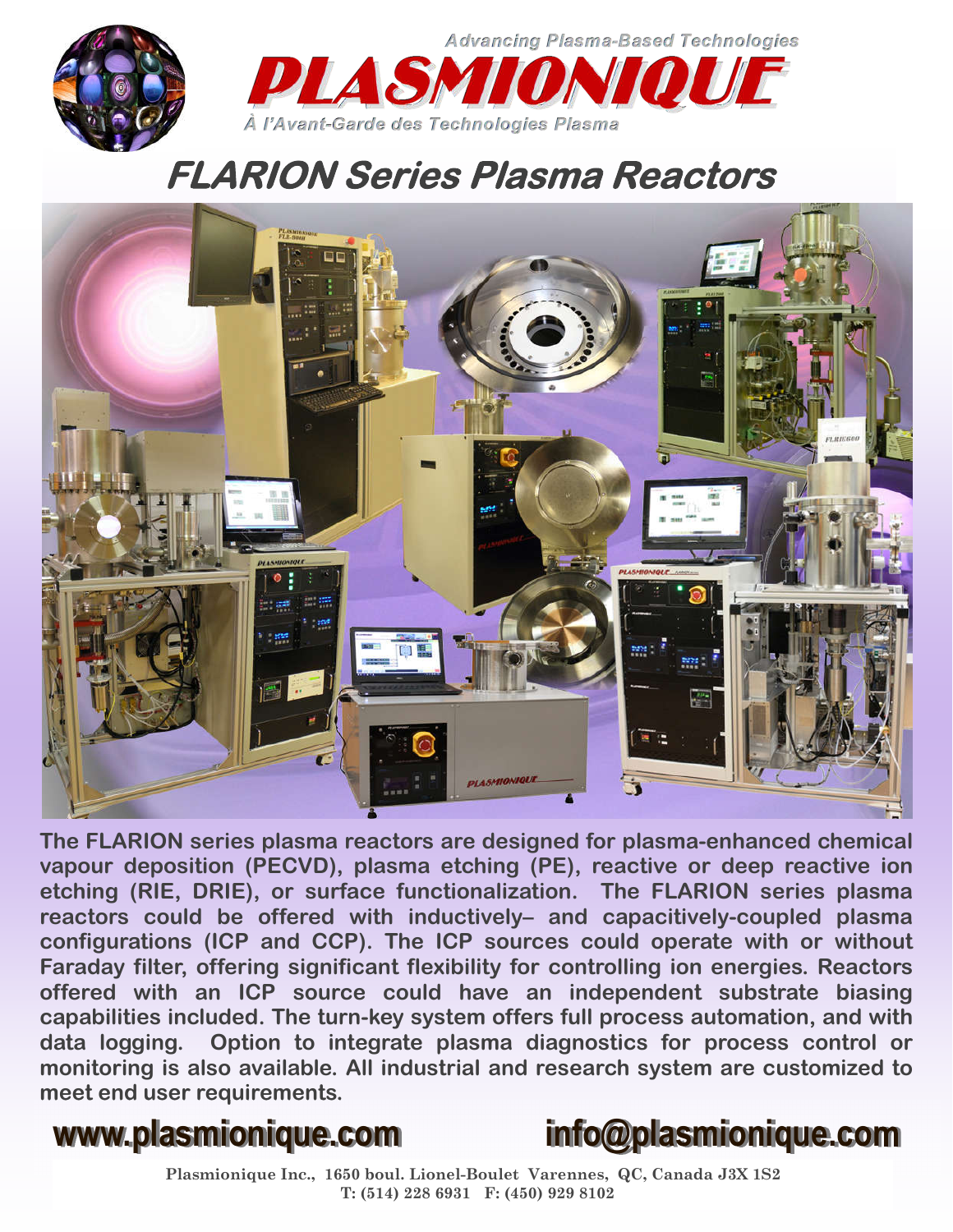Advancing Plasma-Based Technologies

# PLASMIONIQUE

À l'Avant-Garde des Technologies Plasma

## FLARION Series Plasma Reactors

**The FLARION series plasma reactors are designed for plasma-enhanced chemical vapour deposition (PECVD), plasma etching (PE), reactive or deep reactive ion etching (RIE, DRIE), or surface functionalization. The FLARION series plasma reactors could be offered with inductively– and capacitively-coupled plasma configurations (ICP and CCP). The ICP sources could operate with or without Faraday filter, offering significant flexibility for controlling ion energies. Reactors offered with an ICP source could have an independent substrate biasing capabilities included. The turn-key system offers full process automation, and with data logging. Option to integrate plasma diagnostics for process control or monitoring is also available. All industrial and research system are customized to meet end user requirements.**

**www.plasmionique.com** **info@plasmionique.com**

Plasmionique Inc., 1650 boul. Lionel-Boulet Varennes, QC, Canada J3X 1S2
T: (514) 228 6931 F: (450) 929 8102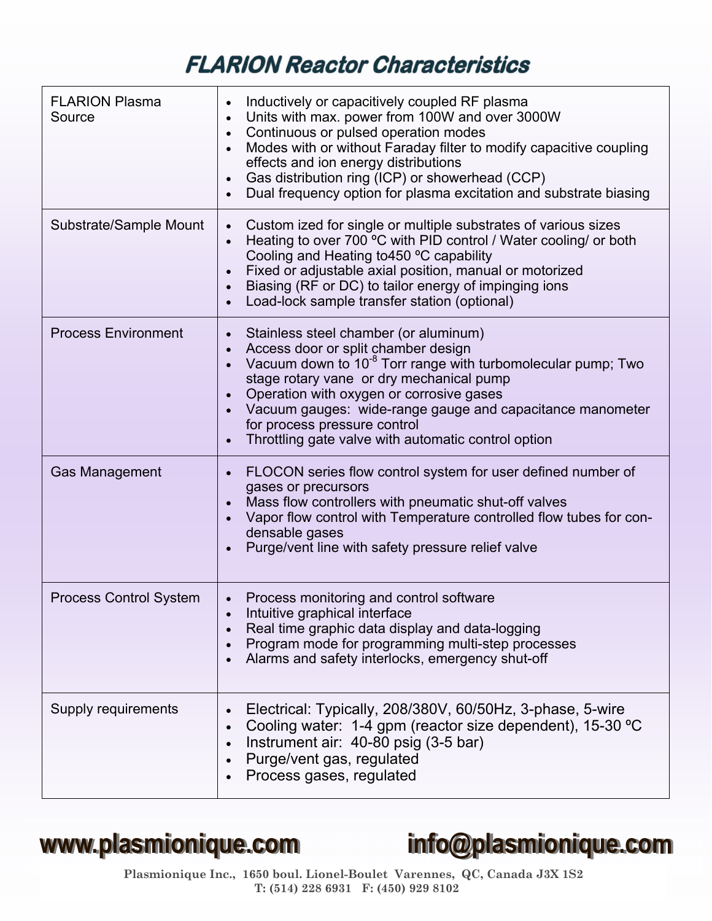# FLARION Reactor Characteristics

| | |
|---|---|
| FLARION Plasma Source | • Inductively or capacitively coupled RF plasma<br>• Units with max. power from 100W and over 3000W<br>• Continuous or pulsed operation modes<br>• Modes with or without Faraday filter to modify capacitive coupling effects and ion energy distributions<br>• Gas distribution ring (ICP) or showerhead (CCP)<br>• Dual frequency option for plasma excitation and substrate biasing |
| Substrate/Sample Mount | • Custom ized for single or multiple substrates of various sizes<br>• Heating to over 700 ºC with PID control / Water cooling/ or both Cooling and Heating to450 ºC capability<br>• Fixed or adjustable axial position, manual or motorized<br>• Biasing (RF or DC) to tailor energy of impinging ions<br>• Load-lock sample transfer station (optional) |
| Process Environment | • Stainless steel chamber (or aluminum)<br>• Access door or split chamber design<br>• Vacuum down to $10^{-8}$ Torr range with turbomolecular pump; Two stage rotary vane or dry mechanical pump<br>• Operation with oxygen or corrosive gases<br>• Vacuum gauges: wide-range gauge and capacitance manometer for process pressure control<br>• Throttling gate valve with automatic control option |
| Gas Management | • FLOCON series flow control system for user defined number of gases or precursors<br>• Mass flow controllers with pneumatic shut-off valves<br>• Vapor flow control with Temperature controlled flow tubes for con-densable gases<br>• Purge/vent line with safety pressure relief valve |
| Process Control System | • Process monitoring and control software<br>• Intuitive graphical interface<br>• Real time graphic data display and data-logging<br>• Program mode for programming multi-step processes<br>• Alarms and safety interlocks, emergency shut-off |
| Supply requirements | • Electrical: Typically, 208/380V, 60/50Hz, 3-phase, 5-wire<br>• Cooling water: 1-4 gpm (reactor size dependent), 15-30 ºC<br>• Instrument air: 40-80 psig (3-5 bar)<br>• Purge/vent gas, regulated<br>• Process gases, regulated |

**www.plasmionique.com** **info@plasmionique.com**

Plasmionique Inc., 1650 boul. Lionel-Boulet Varennes, QC, Canada J3X 1S2
T: (514) 228 6931 F: (450) 929 8102